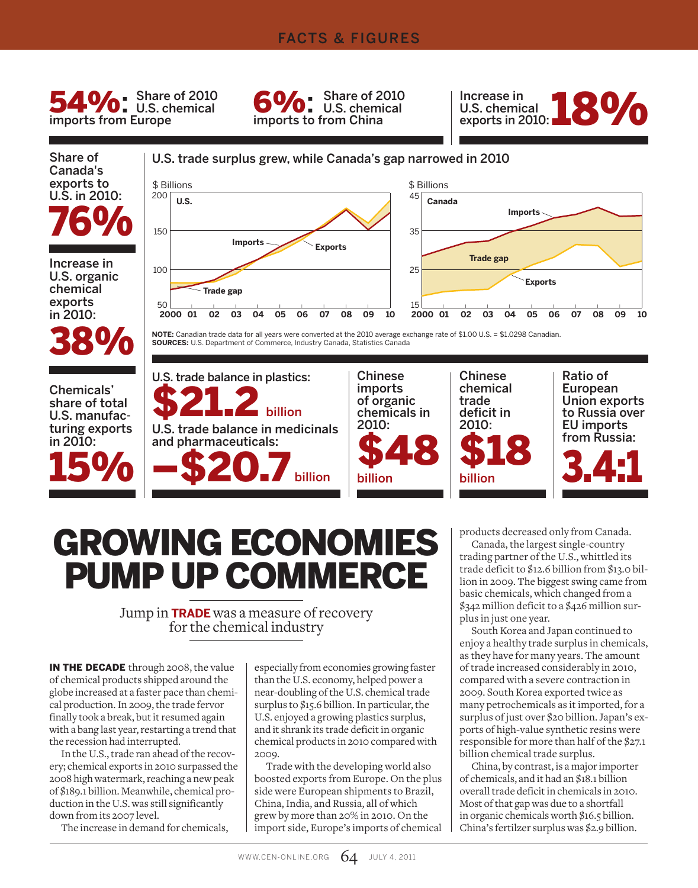## FACTS & FIGURES

**54%:** Share of 2010 U.S. chemical imports from Europe

**6%:** Share of 2010 U.S. chemical imports to from China

Increase in U.S. chemical exports in 2010: **18%**

Share of Canada's exports to U.S. in 2010: **76%**

Increase in U.S. organic chemical exports in 2010: **38%**

Chemicals' share of total U.S. manufacturing exports in 2010: **15%**

**U.S. trade surplus grew, while Canada's gap narrowed in 2010**

NOTE: Canadian trade data for all years were converted at the 2010 average exchange rate of $1.00 U.S. = $1.0298 Canadian.
SOURCES: U.S. Department of Commerce, Industry Canada, Statistics Canada

U.S. trade balance in plastics: **$21.2 billion**

U.S. trade balance in medicinals and pharmaceuticals: **–$20.7 billion**

Chinese imports of organic chemicals in 2010: **$48 billion**

Chinese chemical trade deficit in 2010: **$18 billion**

Ratio of European Union exports to Russia over EU imports from Russia: **3.4:1**

# GROWING ECONOMIES PUMP UP COMMERCE

Jump in **TRADE** was a measure of recovery for the chemical industry

**IN THE DECADE** through 2008, the value of chemical products shipped around the globe increased at a faster pace than chemical production. In 2009, the trade fervor finally took a break, but it resumed again with a bang last year, restarting a trend that the recession had interrupted.

In the U.S., trade ran ahead of the recovery; chemical exports in 2010 surpassed the 2008 high watermark, reaching a new peak of $189.1 billion. Meanwhile, chemical production in the U.S. was still significantly down from its 2007 level.

The increase in demand for chemicals, especially from economies growing faster than the U.S. economy, helped power a near-doubling of the U.S. chemical trade surplus to $15.6 billion. In particular, the U.S. enjoyed a growing plastics surplus, and it shrank its trade deficit in organic chemical products in 2010 compared with 2009.

Trade with the developing world also boosted exports from Europe. On the plus side were European shipments to Brazil, China, India, and Russia, all of which grew by more than 20% in 2010. On the import side, Europe's imports of chemical products decreased only from Canada.

Canada, the largest single-country trading partner of the U.S., whittled its trade deficit to $12.6 billion from $13.0 billion in 2009. The biggest swing came from basic chemicals, which changed from a $342 million deficit to a $426 million surplus in just one year.

South Korea and Japan continued to enjoy a healthy trade surplus in chemicals, as they have for many years. The amount of trade increased considerably in 2010, compared with a severe contraction in 2009. South Korea exported twice as many petrochemicals as it imported, for a surplus of just over $20 billion. Japan's exports of high-value synthetic resins were responsible for more than half of the $27.1 billion chemical trade surplus.

China, by contrast, is a major importer of chemicals, and it had an $18.1 billion overall trade deficit in chemicals in 2010. Most of that gap was due to a shortfall in organic chemicals worth $16.5 billion. China's fertilzer surplus was $2.9 billion.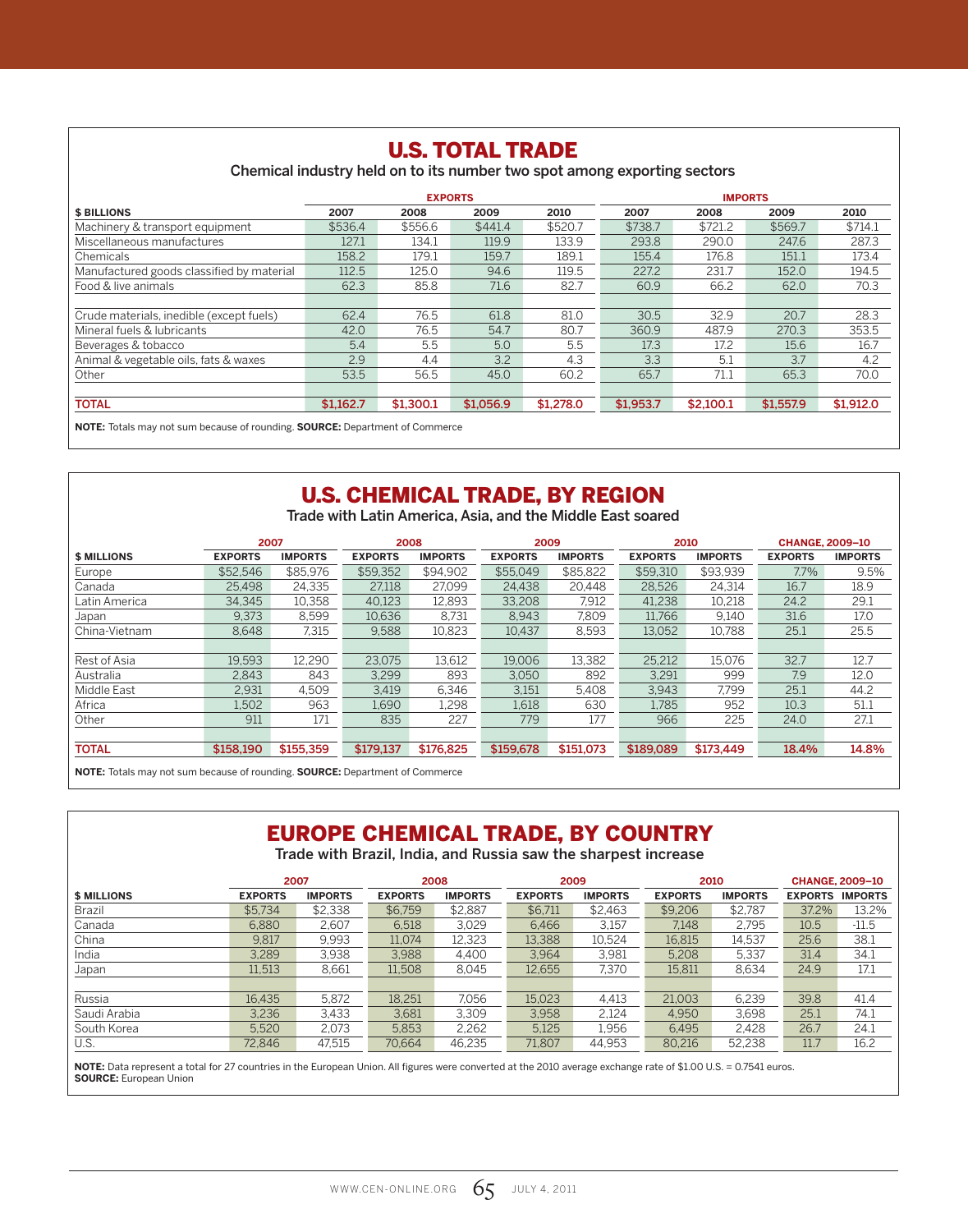## U.S. TOTAL TRADE

Chemical industry held on to its number two spot among exporting sectors

| $ BILLIONS | EXPORTS | | | | IMPORTS | | | |
|---|---|---|---|---|---|---|---|---|
| | 2007 | 2008 | 2009 | 2010 | 2007 | 2008 | 2009 | 2010 |
| Machinery & transport equipment | $536.4 | $556.6 | $441.4 | $520.7 | $738.7 | $721.2 | $569.7 | $714.1 |
| Miscellaneous manufactures | 127.1 | 134.1 | 119.9 | 133.9 | 293.8 | 290.0 | 247.6 | 287.3 |
| Chemicals | 158.2 | 179.1 | 159.7 | 189.1 | 155.4 | 176.8 | 151.1 | 173.4 |
| Manufactured goods classified by material | 112.5 | 125.0 | 94.6 | 119.5 | 227.2 | 231.7 | 152.0 | 194.5 |
| Food & live animals | 62.3 | 85.8 | 71.6 | 82.7 | 60.9 | 66.2 | 62.0 | 70.3 |
| Crude materials, inedible (except fuels) | 62.4 | 76.5 | 61.8 | 81.0 | 30.5 | 32.9 | 20.7 | 28.3 |
| Mineral fuels & lubricants | 42.0 | 76.5 | 54.7 | 80.7 | 360.9 | 487.9 | 270.3 | 353.5 |
| Beverages & tobacco | 5.4 | 5.5 | 5.0 | 5.5 | 17.3 | 17.2 | 15.6 | 16.7 |
| Animal & vegetable oils, fats & waxes | 2.9 | 4.4 | 3.2 | 4.3 | 3.3 | 5.1 | 3.7 | 4.2 |
| Other | 53.5 | 56.5 | 45.0 | 60.2 | 65.7 | 71.1 | 65.3 | 70.0 |
| **TOTAL** | **$1,162.7** | **$1,300.1** | **$1,056.9** | **$1,278.0** | **$1,953.7** | **$2,100.1** | **$1,557.9** | **$1,912.0** |

**NOTE:** Totals may not sum because of rounding. **SOURCE:** Department of Commerce

## U.S. CHEMICAL TRADE, BY REGION

Trade with Latin America, Asia, and the Middle East soared

| $ MILLIONS | 2007 | | 2008 | | 2009 | | 2010 | | CHANGE, 2009–10 | |
|---|---|---|---|---|---|---|---|---|---|---|
| | EXPORTS | IMPORTS | EXPORTS | IMPORTS | EXPORTS | IMPORTS | EXPORTS | IMPORTS | EXPORTS | IMPORTS |
| Europe | $52,546 | $85,976 | $59,352 | $94,902 | $55,049 | $85,822 | $59,310 | $93,939 | 7.7% | 9.5% |
| Canada | 25,498 | 24,335 | 27,118 | 27,099 | 24,438 | 20,448 | 28,526 | 24,314 | 16.7 | 18.9 |
| Latin America | 34,345 | 10,358 | 40,123 | 12,893 | 33,208 | 7,912 | 41,238 | 10,218 | 24.2 | 29.1 |
| Japan | 9,373 | 8,599 | 10,636 | 8,731 | 8,943 | 7,809 | 11,766 | 9,140 | 31.6 | 17.0 |
| China-Vietnam | 8,648 | 7,315 | 9,588 | 10,823 | 10,437 | 8,593 | 13,052 | 10,788 | 25.1 | 25.5 |
| Rest of Asia | 19,593 | 12,290 | 23,075 | 13,612 | 19,006 | 13,382 | 25,212 | 15,076 | 32.7 | 12.7 |
| Australia | 2,843 | 843 | 3,299 | 893 | 3,050 | 892 | 3,291 | 999 | 7.9 | 12.0 |
| Middle East | 2,931 | 4,509 | 3,419 | 6,346 | 3,151 | 5,408 | 3,943 | 7,799 | 25.1 | 44.2 |
| Africa | 1,502 | 963 | 1,690 | 1,298 | 1,618 | 630 | 1,785 | 952 | 10.3 | 51.1 |
| Other | 911 | 171 | 835 | 227 | 779 | 177 | 966 | 225 | 24.0 | 27.1 |
| **TOTAL** | **$158,190** | **$155,359** | **$179,137** | **$176,825** | **$159,678** | **$151,073** | **$189,089** | **$173,449** | **18.4%** | **14.8%** |

**NOTE:** Totals may not sum because of rounding. **SOURCE:** Department of Commerce

## EUROPE CHEMICAL TRADE, BY COUNTRY

Trade with Brazil, India, and Russia saw the sharpest increase

| $ MILLIONS | 2007 | | 2008 | | 2009 | | 2010 | | CHANGE, 2009–10 | |
|---|---|---|---|---|---|---|---|---|---|---|
| | EXPORTS | IMPORTS | EXPORTS | IMPORTS | EXPORTS | IMPORTS | EXPORTS | IMPORTS | EXPORTS | IMPORTS |
| Brazil | $5,734 | $2,338 | $6,759 | $2,887 | $6,711 | $2,463 | $9,206 | $2,787 | 37.2% | 13.2% |
| Canada | 6,880 | 2,607 | 6,518 | 3,029 | 6,466 | 3,157 | 7,148 | 2,795 | 10.5 | -11.5 |
| China | 9,817 | 9,993 | 11,074 | 12,323 | 13,388 | 10,524 | 16,815 | 14,537 | 25.6 | 38.1 |
| India | 3,289 | 3,938 | 3,988 | 4,400 | 3,964 | 3,981 | 5,208 | 5,337 | 31.4 | 34.1 |
| Japan | 11,513 | 8,661 | 11,508 | 8,045 | 12,655 | 7,370 | 15,811 | 8,634 | 24.9 | 17.1 |
| Russia | 16,435 | 5,872 | 18,251 | 7,056 | 15,023 | 4,413 | 21,003 | 6,239 | 39.8 | 41.4 |
| Saudi Arabia | 3,236 | 3,433 | 3,681 | 3,309 | 3,958 | 2,124 | 4,950 | 3,698 | 25.1 | 74.1 |
| South Korea | 5,520 | 2,073 | 5,853 | 2,262 | 5,125 | 1,956 | 6,495 | 2,428 | 26.7 | 24.1 |
| U.S. | 72,846 | 47,515 | 70,664 | 46,235 | 71,807 | 44,953 | 80,216 | 52,238 | 11.7 | 16.2 |

**NOTE:** Data represent a total for 27 countries in the European Union. All figures were converted at the 2010 average exchange rate of $1.00 U.S. = 0.7541 euros.
**SOURCE:** European Union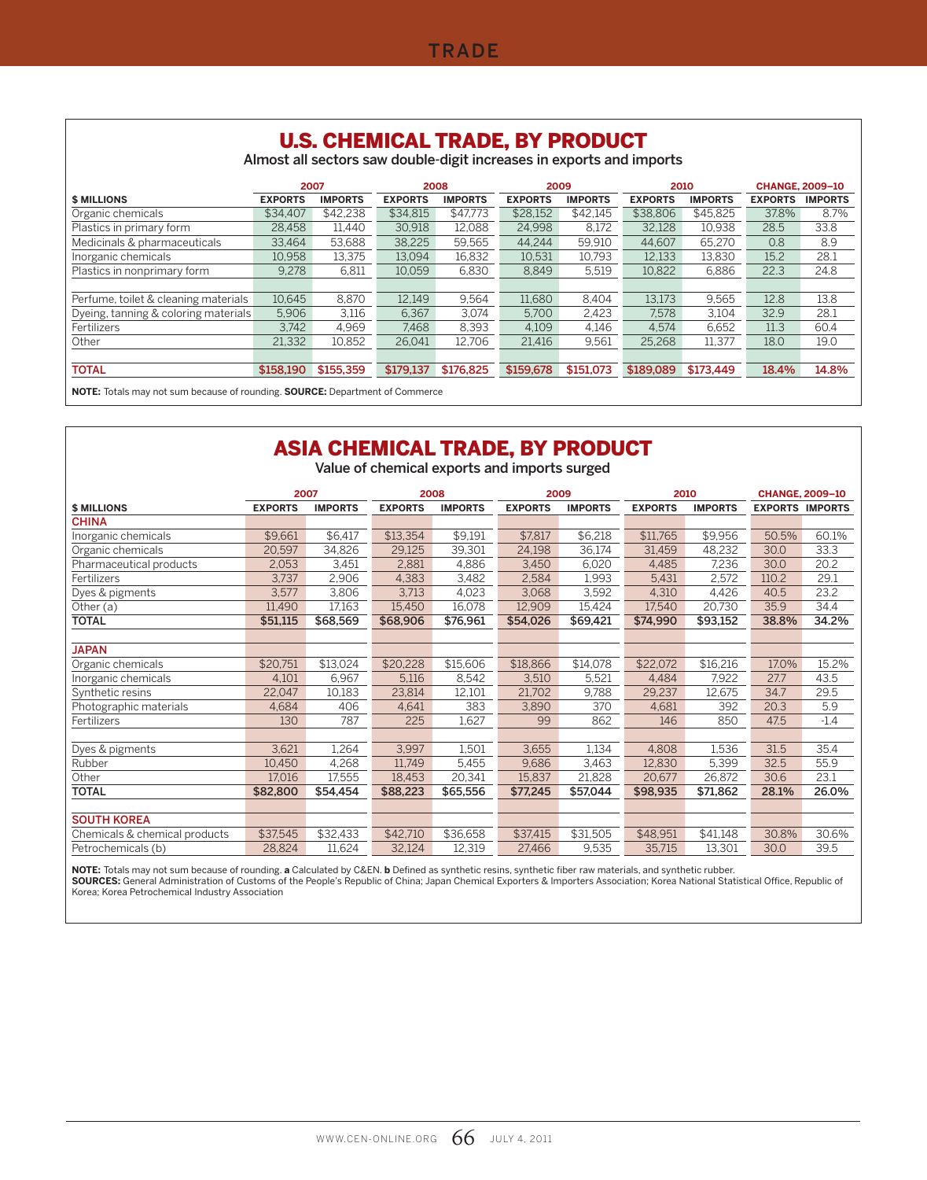## U.S. CHEMICAL TRADE, BY PRODUCT

Almost all sectors saw double-digit increases in exports and imports

| $ MILLIONS | 2007 | | 2008 | | 2009 | | 2010 | | CHANGE, 2009–10 | |
|---|---|---|---|---|---|---|---|---|---|---|
| | EXPORTS | IMPORTS | EXPORTS | IMPORTS | EXPORTS | IMPORTS | EXPORTS | IMPORTS | EXPORTS | IMPORTS |
| Organic chemicals | $34,407 | $42,238 | $34,815 | $47,773 | $28,152 | $42,145 | $38,806 | $45,825 | 37.8% | 8.7% |
| Plastics in primary form | 28,458 | 11,440 | 30,918 | 12,088 | 24,998 | 8,172 | 32,128 | 10,938 | 28.5 | 33.8 |
| Medicinals & pharmaceuticals | 33,464 | 53,688 | 38,225 | 59,565 | 44,244 | 59,910 | 44,607 | 65,270 | 0.8 | 8.9 |
| Inorganic chemicals | 10,958 | 13,375 | 13,094 | 16,832 | 10,531 | 10,793 | 12,133 | 13,830 | 15.2 | 28.1 |
| Plastics in nonprimary form | 9,278 | 6,811 | 10,059 | 6,830 | 8,849 | 5,519 | 10,822 | 6,886 | 22.3 | 24.8 |
| Perfume, toilet & cleaning materials | 10,645 | 8,870 | 12,149 | 9,564 | 11,680 | 8,404 | 13,173 | 9,565 | 12.8 | 13.8 |
| Dyeing, tanning & coloring materials | 5,906 | 3,116 | 6,367 | 3,074 | 5,700 | 2,423 | 7,578 | 3,104 | 32.9 | 28.1 |
| Fertilizers | 3,742 | 4,969 | 7,468 | 8,393 | 4,109 | 4,146 | 4,574 | 6,652 | 11.3 | 60.4 |
| Other | 21,332 | 10,852 | 26,041 | 12,706 | 21,416 | 9,561 | 25,268 | 11,377 | 18.0 | 19.0 |
| **TOTAL** | **$158,190** | **$155,359** | **$179,137** | **$176,825** | **$159,678** | **$151,073** | **$189,089** | **$173,449** | **18.4%** | **14.8%** |

**NOTE:** Totals may not sum because of rounding. **SOURCE:** Department of Commerce

## ASIA CHEMICAL TRADE, BY PRODUCT

Value of chemical exports and imports surged

| $ MILLIONS | 2007 | | 2008 | | 2009 | | 2010 | | CHANGE, 2009–10 | |
|---|---|---|---|---|---|---|---|---|---|---|
| | EXPORTS | IMPORTS | EXPORTS | IMPORTS | EXPORTS | IMPORTS | EXPORTS | IMPORTS | EXPORTS | IMPORTS |
| **CHINA** | | | | | | | | | | |
| Inorganic chemicals | $9,661 | $6,417 | $13,354 | $9,191 | $7,817 | $6,218 | $11,765 | $9,956 | 50.5% | 60.1% |
| Organic chemicals | 20,597 | 34,826 | 29,125 | 39,301 | 24,198 | 36,174 | 31,459 | 48,232 | 30.0 | 33.3 |
| Pharmaceutical products | 2,053 | 3,451 | 2,881 | 4,886 | 3,450 | 6,020 | 4,485 | 7,236 | 30.0 | 20.2 |
| Fertilizers | 3,737 | 2,906 | 4,383 | 3,482 | 2,584 | 1,993 | 5,431 | 2,572 | 110.2 | 29.1 |
| Dyes & pigments | 3,577 | 3,806 | 3,713 | 4,023 | 3,068 | 3,592 | 4,310 | 4,426 | 40.5 | 23.2 |
| Other (a) | 11,490 | 17,163 | 15,450 | 16,078 | 12,909 | 15,424 | 17,540 | 20,730 | 35.9 | 34.4 |
| **TOTAL** | **$51,115** | **$68,569** | **$68,906** | **$76,961** | **$54,026** | **$69,421** | **$74,990** | **$93,152** | **38.8%** | **34.2%** |
| **JAPAN** | | | | | | | | | | |
| Organic chemicals | $20,751 | $13,024 | $20,228 | $15,606 | $18,866 | $14,078 | $22,072 | $16,216 | 17.0% | 15.2% |
| Inorganic chemicals | 4,101 | 6,967 | 5,116 | 8,542 | 3,510 | 5,521 | 4,484 | 7,922 | 27.7 | 43.5 |
| Synthetic resins | 22,047 | 10,183 | 23,814 | 12,101 | 21,702 | 9,788 | 29,237 | 12,675 | 34.7 | 29.5 |
| Photographic materials | 4,684 | 406 | 4,641 | 383 | 3,890 | 370 | 4,681 | 392 | 20.3 | 5.9 |
| Fertilizers | 130 | 787 | 225 | 1,627 | 99 | 862 | 146 | 850 | 47.5 | -1.4 |
| Dyes & pigments | 3,621 | 1,264 | 3,997 | 1,501 | 3,655 | 1,134 | 4,808 | 1,536 | 31.5 | 35.4 |
| Rubber | 10,450 | 4,268 | 11,749 | 5,455 | 9,686 | 3,463 | 12,830 | 5,399 | 32.5 | 55.9 |
| Other | 17,016 | 17,555 | 18,453 | 20,341 | 15,837 | 21,828 | 20,677 | 26,872 | 30.6 | 23.1 |
| **TOTAL** | **$82,800** | **$54,454** | **$88,223** | **$65,556** | **$77,245** | **$57,044** | **$98,935** | **$71,862** | **28.1%** | **26.0%** |
| **SOUTH KOREA** | | | | | | | | | | |
| Chemicals & chemical products | $37,545 | $32,433 | $42,710 | $36,658 | $37,415 | $31,505 | $48,951 | $41,148 | 30.8% | 30.6% |
| Petrochemicals (b) | 28,824 | 11,624 | 32,124 | 12,319 | 27,466 | 9,535 | 35,715 | 13,301 | 30.0 | 39.5 |

**NOTE:** Totals may not sum because of rounding. **a** Calculated by C&EN. **b** Defined as synthetic resins, synthetic fiber raw materials, and synthetic rubber.
**SOURCES:** General Administration of Customs of the People's Republic of China; Japan Chemical Exporters & Importers Association; Korea National Statistical Office, Republic of Korea; Korea Petrochemical Industry Association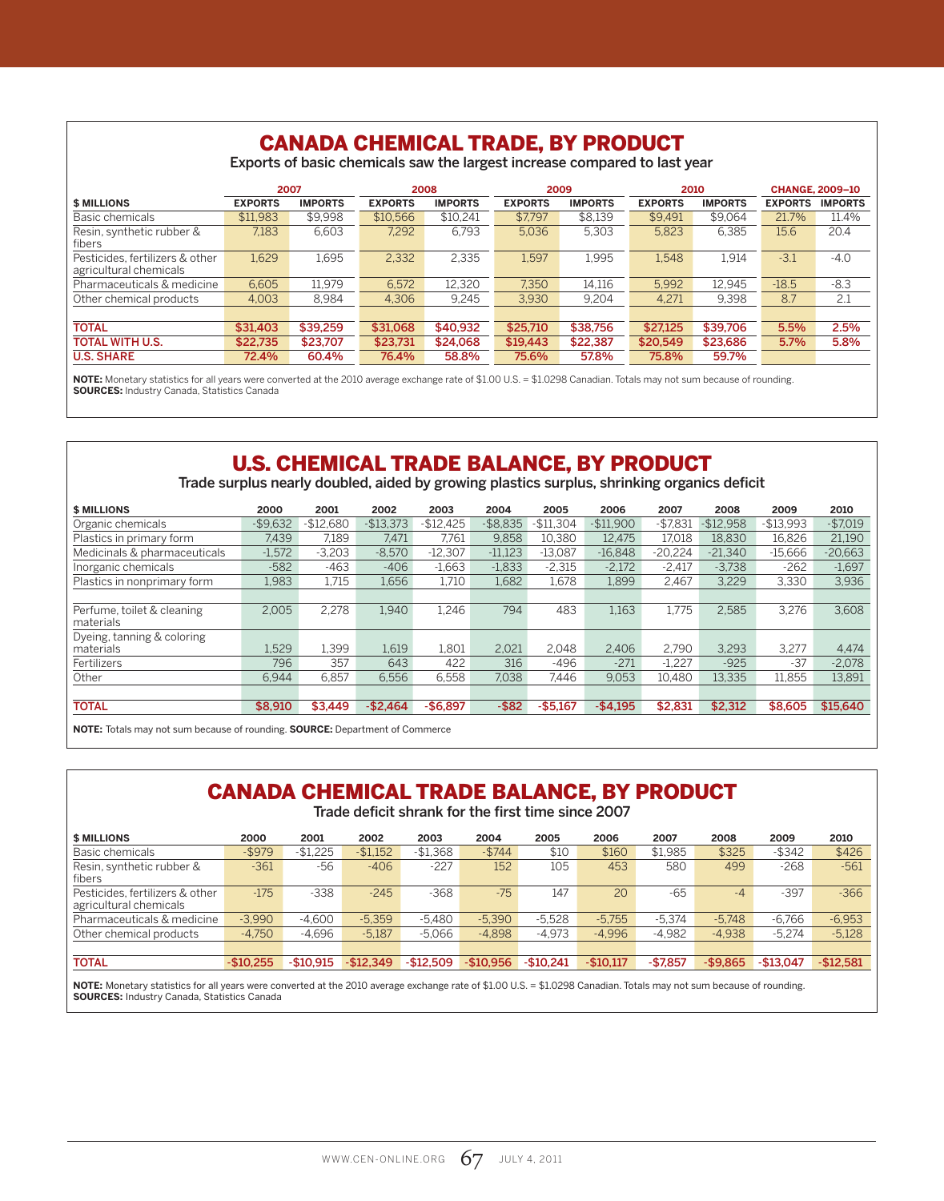## CANADA CHEMICAL TRADE, BY PRODUCT

Exports of basic chemicals saw the largest increase compared to last year

| $ MILLIONS | 2007 | | 2008 | | 2009 | | 2010 | | CHANGE, 2009–10 | |
|---|---|---|---|---|---|---|---|---|---|---|
| | EXPORTS | IMPORTS | EXPORTS | IMPORTS | EXPORTS | IMPORTS | EXPORTS | IMPORTS | EXPORTS | IMPORTS |
| Basic chemicals | $11,983 | $9,998 | $10,566 | $10,241 | $7,797 | $8,139 | $9,491 | $9,064 | 21.7% | 11.4% |
| Resin, synthetic rubber & fibers | 7,183 | 6,603 | 7,292 | 6,793 | 5,036 | 5,303 | 5,823 | 6,385 | 15.6 | 20.4 |
| Pesticides, fertilizers & other agricultural chemicals | 1,629 | 1,695 | 2,332 | 2,335 | 1,597 | 1,995 | 1,548 | 1,914 | -3.1 | -4.0 |
| Pharmaceuticals & medicine | 6,605 | 11,979 | 6,572 | 12,320 | 7,350 | 14,116 | 5,992 | 12,945 | -18.5 | -8.3 |
| Other chemical products | 4,003 | 8,984 | 4,306 | 9,245 | 3,930 | 9,204 | 4,271 | 9,398 | 8.7 | 2.1 |
| **TOTAL** | **$31,403** | **$39,259** | **$31,068** | **$40,932** | **$25,710** | **$38,756** | **$27,125** | **$39,706** | **5.5%** | **2.5%** |
| **TOTAL WITH U.S.** | **$22,735** | **$23,707** | **$23,731** | **$24,068** | **$19,443** | **$22,387** | **$20,549** | **$23,686** | **5.7%** | **5.8%** |
| **U.S. SHARE** | **72.4%** | **60.4%** | **76.4%** | **58.8%** | **75.6%** | **57.8%** | **75.8%** | **59.7%** | | |

**NOTE:** Monetary statistics for all years were converted at the 2010 average exchange rate of $1.00 U.S. = $1.0298 Canadian. Totals may not sum because of rounding.
**SOURCES:** Industry Canada, Statistics Canada

## U.S. CHEMICAL TRADE BALANCE, BY PRODUCT

Trade surplus nearly doubled, aided by growing plastics surplus, shrinking organics deficit

| $ MILLIONS | 2000 | 2001 | 2002 | 2003 | 2004 | 2005 | 2006 | 2007 | 2008 | 2009 | 2010 |
|---|---|---|---|---|---|---|---|---|---|---|---|
| Organic chemicals | -$9,632 | -$12,680 | -$13,373 | -$12,425 | -$8,835 | -$11,304 | -$11,900 | -$7,831 | -$12,958 | -$13,993 | -$7,019 |
| Plastics in primary form | 7,439 | 7,189 | 7,471 | 7,761 | 9,858 | 10,380 | 12,475 | 17,018 | 18,830 | 16,826 | 21,190 |
| Medicinals & pharmaceuticals | -1,572 | -3,203 | -8,570 | -12,307 | -11,123 | -13,087 | -16,848 | -20,224 | -21,340 | -15,666 | -20,663 |
| Inorganic chemicals | -582 | -463 | -406 | -1,663 | -1,833 | -2,315 | -2,172 | -2,417 | -3,738 | -262 | -1,697 |
| Plastics in nonprimary form | 1,983 | 1,715 | 1,656 | 1,710 | 1,682 | 1,678 | 1,899 | 2,467 | 3,229 | 3,330 | 3,936 |
| Perfume, toilet & cleaning materials | 2,005 | 2,278 | 1,940 | 1,246 | 794 | 483 | 1,163 | 1,775 | 2,585 | 3,276 | 3,608 |
| Dyeing, tanning & coloring materials | 1,529 | 1,399 | 1,619 | 1,801 | 2,021 | 2,048 | 2,406 | 2,790 | 3,293 | 3,277 | 4,474 |
| Fertilizers | 796 | 357 | 643 | 422 | 316 | -496 | -271 | -1,227 | -925 | -37 | -2,078 |
| Other | 6,944 | 6,857 | 6,556 | 6,558 | 7,038 | 7,446 | 9,053 | 10,480 | 13,335 | 11,855 | 13,891 |
| **TOTAL** | **$8,910** | **$3,449** | **-$2,464** | **-$6,897** | **-$82** | **-$5,167** | **-$4,195** | **$2,831** | **$2,312** | **$8,605** | **$15,640** |

**NOTE:** Totals may not sum because of rounding. **SOURCE:** Department of Commerce

## CANADA CHEMICAL TRADE BALANCE, BY PRODUCT

Trade deficit shrank for the first time since 2007

| $ MILLIONS | 2000 | 2001 | 2002 | 2003 | 2004 | 2005 | 2006 | 2007 | 2008 | 2009 | 2010 |
|---|---|---|---|---|---|---|---|---|---|---|---|
| Basic chemicals | -$979 | -$1,225 | -$1,152 | -$1,368 | -$744 | $10 | $160 | $1,985 | $325 | -$342 | $426 |
| Resin, synthetic rubber & fibers | -361 | -56 | -406 | -227 | 152 | 105 | 453 | 580 | 499 | -268 | -561 |
| Pesticides, fertilizers & other agricultural chemicals | -175 | -338 | -245 | -368 | -75 | 147 | 20 | -65 | -4 | -397 | -366 |
| Pharmaceuticals & medicine | -3,990 | -4,600 | -5,359 | -5,480 | -5,390 | -5,528 | -5,755 | -5,374 | -5,748 | -6,766 | -6,953 |
| Other chemical products | -4,750 | -4,696 | -5,187 | -5,066 | -4,898 | -4,973 | -4,996 | -4,982 | -4,938 | -5,274 | -5,128 |
| **TOTAL** | **-$10,255** | **-$10,915** | **-$12,349** | **-$12,509** | **-$10,956** | **-$10,241** | **-$10,117** | **-$7,857** | **-$9,865** | **-$13,047** | **-$12,581** |

**NOTE:** Monetary statistics for all years were converted at the 2010 average exchange rate of $1.00 U.S. = $1.0298 Canadian. Totals may not sum because of rounding.
**SOURCES:** Industry Canada, Statistics Canada